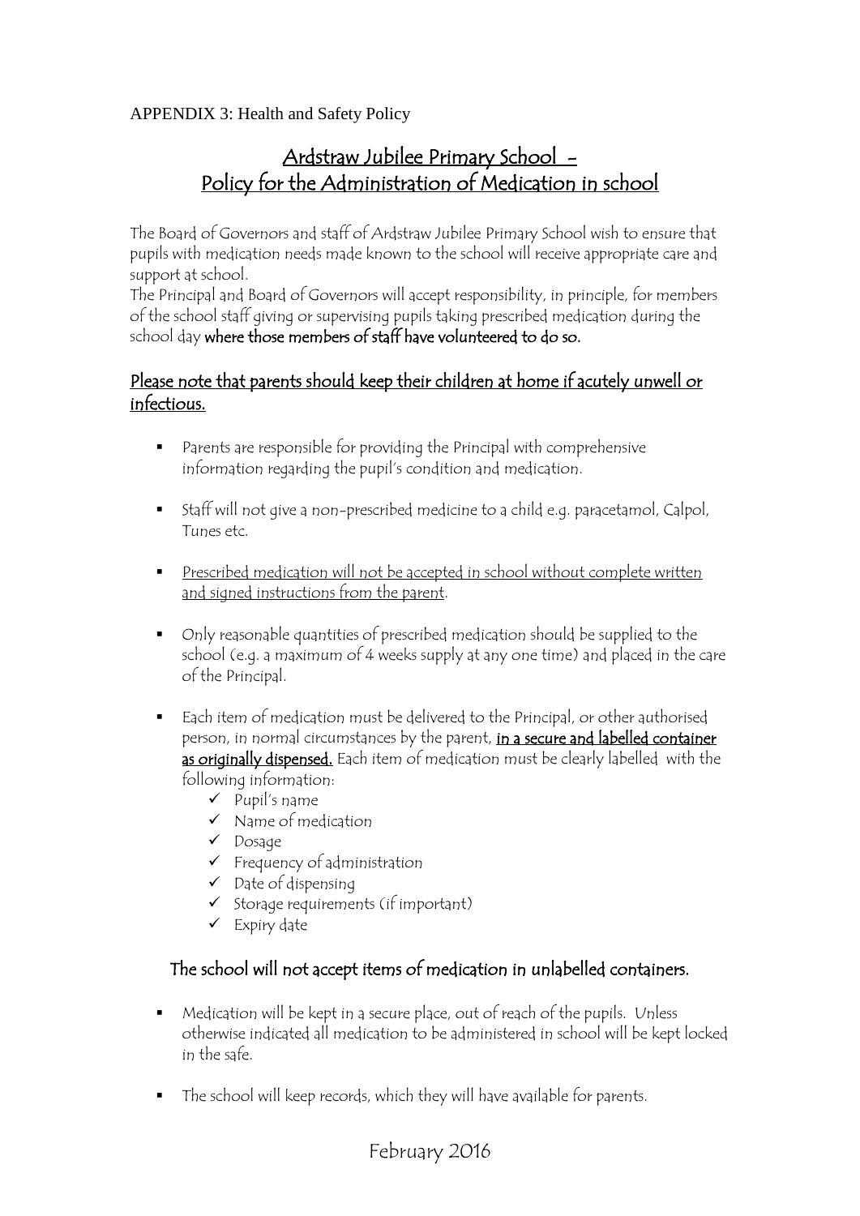APPENDIX 3: Health and Safety Policy

# Ardstraw Jubilee Primary School - Policy for the Administration of Medication in school

The Board of Governors and staff of Ardstraw Jubilee Primary School wish to ensure that pupils with medication needs made known to the school will receive appropriate care and support at school.

The Principal and Board of Governors will accept responsibility, in principle, for members of the school staff giving or supervising pupils taking prescribed medication during the school day **where those members of staff have volunteered to do so.**

## Please note that parents should keep their children at home if acutely unwell or infectious.

- Parents are responsible for providing the Principal with comprehensive information regarding the pupil's condition and medication.
- Staff will not give a non-prescribed medicine to a child e.g. paracetamol, Calpol, Tunes etc.
- Prescribed medication will not be accepted in school without complete written and signed instructions from the parent.
- Only reasonable quantities of prescribed medication should be supplied to the school (e.g. a maximum of 4 weeks supply at any one time) and placed in the care of the Principal.
- Each item of medication must be delivered to the Principal, or other authorised person, in normal circumstances by the parent, **in a secure and labelled container as originally dispensed.** Each item of medication must be clearly labelled with the following information:
  - ✓ Pupil's name
  - ✓ Name of medication
  - ✓ Dosage
  - ✓ Frequency of administration
  - ✓ Date of dispensing
  - ✓ Storage requirements (if important)
  - ✓ Expiry date

**The school will not accept items of medication in unlabelled containers.**

- Medication will be kept in a secure place, out of reach of the pupils. Unless otherwise indicated all medication to be administered in school will be kept locked in the safe.
- The school will keep records, which they will have available for parents.

February 2016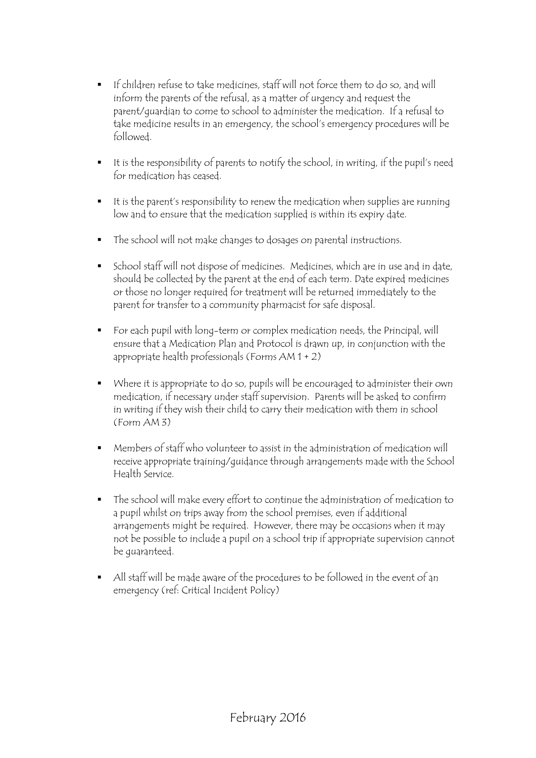- If children refuse to take medicines, staff will not force them to do so, and will inform the parents of the refusal, as a matter of urgency and request the parent/guardian to come to school to administer the medication. If a refusal to take medicine results in an emergency, the school's emergency procedures will be followed.

- It is the responsibility of parents to notify the school, in writing, if the pupil's need for medication has ceased.

- It is the parent's responsibility to renew the medication when supplies are running low and to ensure that the medication supplied is within its expiry date.

- The school will not make changes to dosages on parental instructions.

- School staff will not dispose of medicines. Medicines, which are in use and in date, should be collected by the parent at the end of each term. Date expired medicines or those no longer required for treatment will be returned immediately to the parent for transfer to a community pharmacist for safe disposal.

- For each pupil with long-term or complex medication needs, the Principal, will ensure that a Medication Plan and Protocol is drawn up, in conjunction with the appropriate health professionals (Forms AM 1 + 2)

- Where it is appropriate to do so, pupils will be encouraged to administer their own medication, if necessary under staff supervision. Parents will be asked to confirm in writing if they wish their child to carry their medication with them in school (Form AM 3)

- Members of staff who volunteer to assist in the administration of medication will receive appropriate training/guidance through arrangements made with the School Health Service.

- The school will make every effort to continue the administration of medication to a pupil whilst on trips away from the school premises, even if additional arrangements might be required. However, there may be occasions when it may not be possible to include a pupil on a school trip if appropriate supervision cannot be guaranteed.

- All staff will be made aware of the procedures to be followed in the event of an emergency (ref: Critical Incident Policy)

February 2016